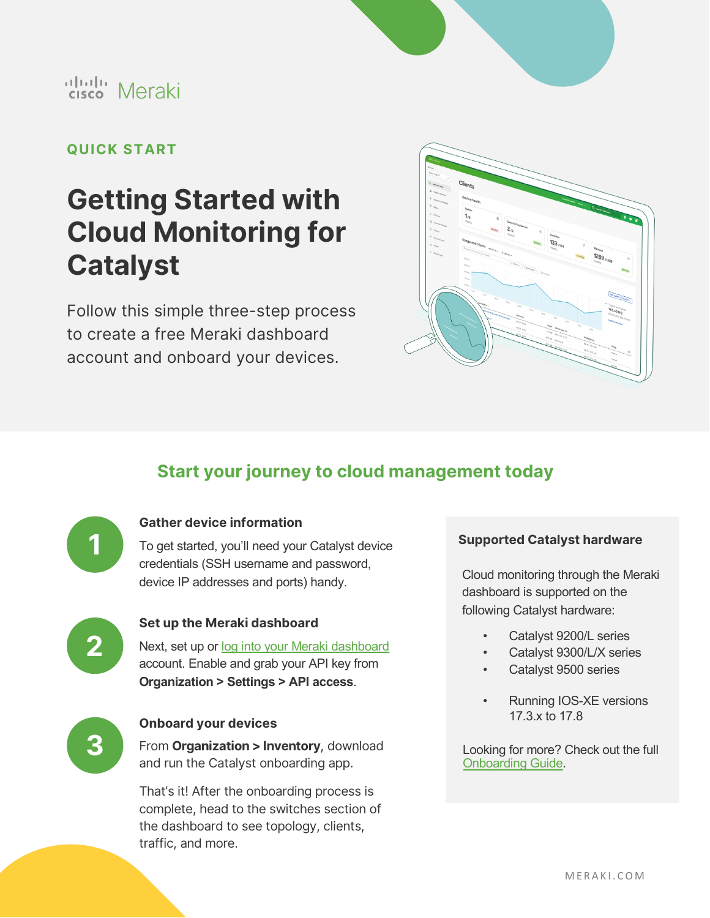Cisco Meraki

QUICK START

# Getting Started with Cloud Monitoring for Catalyst

Follow this simple three-step process to create a free Meraki dashboard account and onboard your devices.

## Start your journey to cloud management today

### 1 Gather device information

To get started, you'll need your Catalyst device credentials (SSH username and password, device IP addresses and ports) handy.

### 2 Set up the Meraki dashboard

Next, set up or log into your Meraki dashboard account. Enable and grab your API key from **Organization > Settings > API access**.

### 3 Onboard your devices

From **Organization > Inventory**, download and run the Catalyst onboarding app.

That's it! After the onboarding process is complete, head to the switches section of the dashboard to see topology, clients, traffic, and more.

### Supported Catalyst hardware

Cloud monitoring through the Meraki dashboard is supported on the following Catalyst hardware:

- Catalyst 9200/L series
- Catalyst 9300/L/X series
- Catalyst 9500 series

- Running IOS-XE versions 17.3.x to 17.8

Looking for more? Check out the full Onboarding Guide.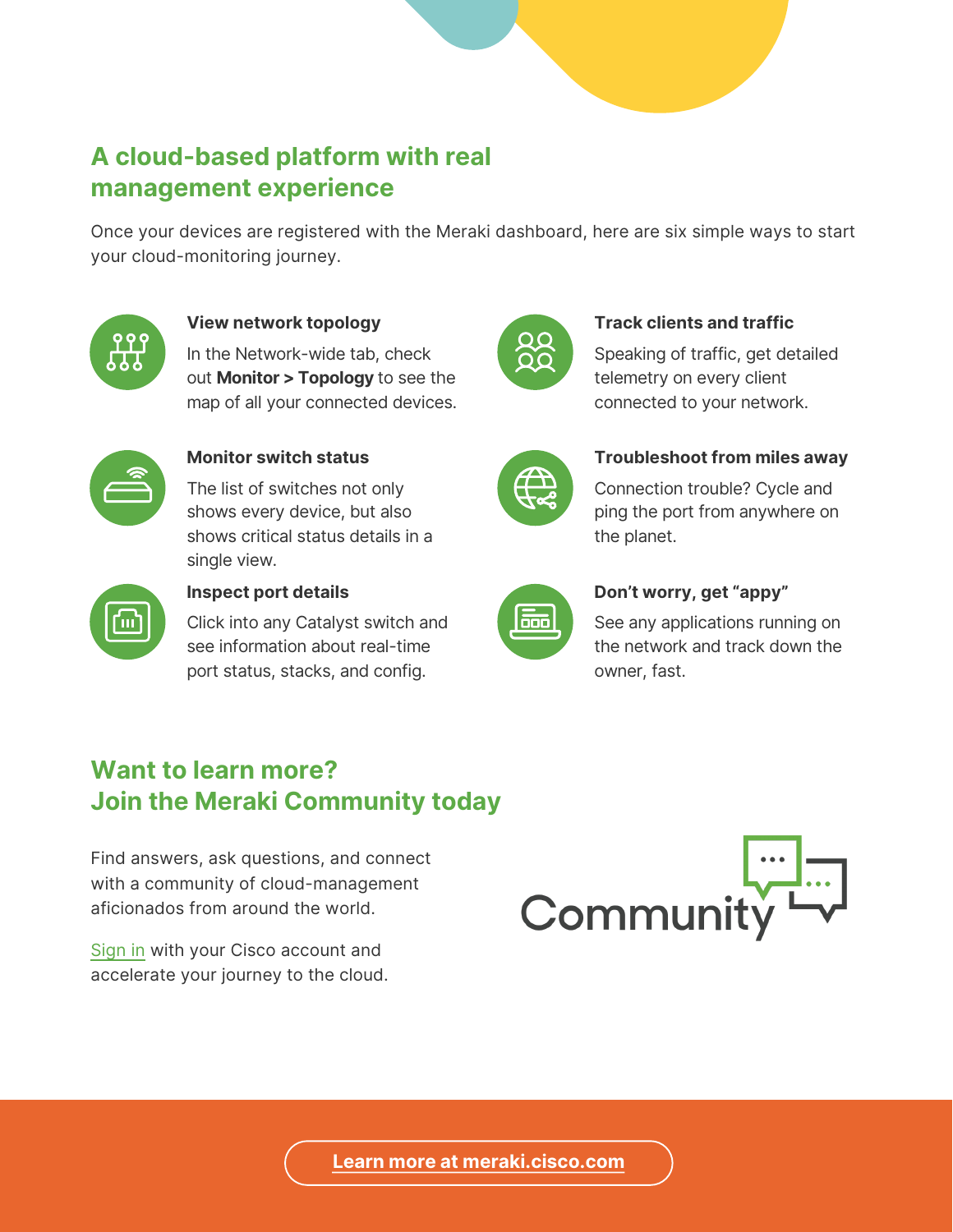## A cloud-based platform with real management experience

Once your devices are registered with the Meraki dashboard, here are six simple ways to start your cloud-monitoring journey.

### View network topology

In the Network-wide tab, check out **Monitor > Topology** to see the map of all your connected devices.

### Monitor switch status

The list of switches not only shows every device, but also shows critical status details in a single view.

### Inspect port details

Click into any Catalyst switch and see information about real-time port status, stacks, and config.

### Track clients and traffic

Speaking of traffic, get detailed telemetry on every client connected to your network.

### Troubleshoot from miles away

Connection trouble? Cycle and ping the port from anywhere on the planet.

### Don't worry, get "appy"

See any applications running on the network and track down the owner, fast.

## Want to learn more?
## Join the Meraki Community today

Find answers, ask questions, and connect with a community of cloud-management aficionados from around the world.

Sign in with your Cisco account and accelerate your journey to the cloud.

Community

**Learn more at meraki.cisco.com**